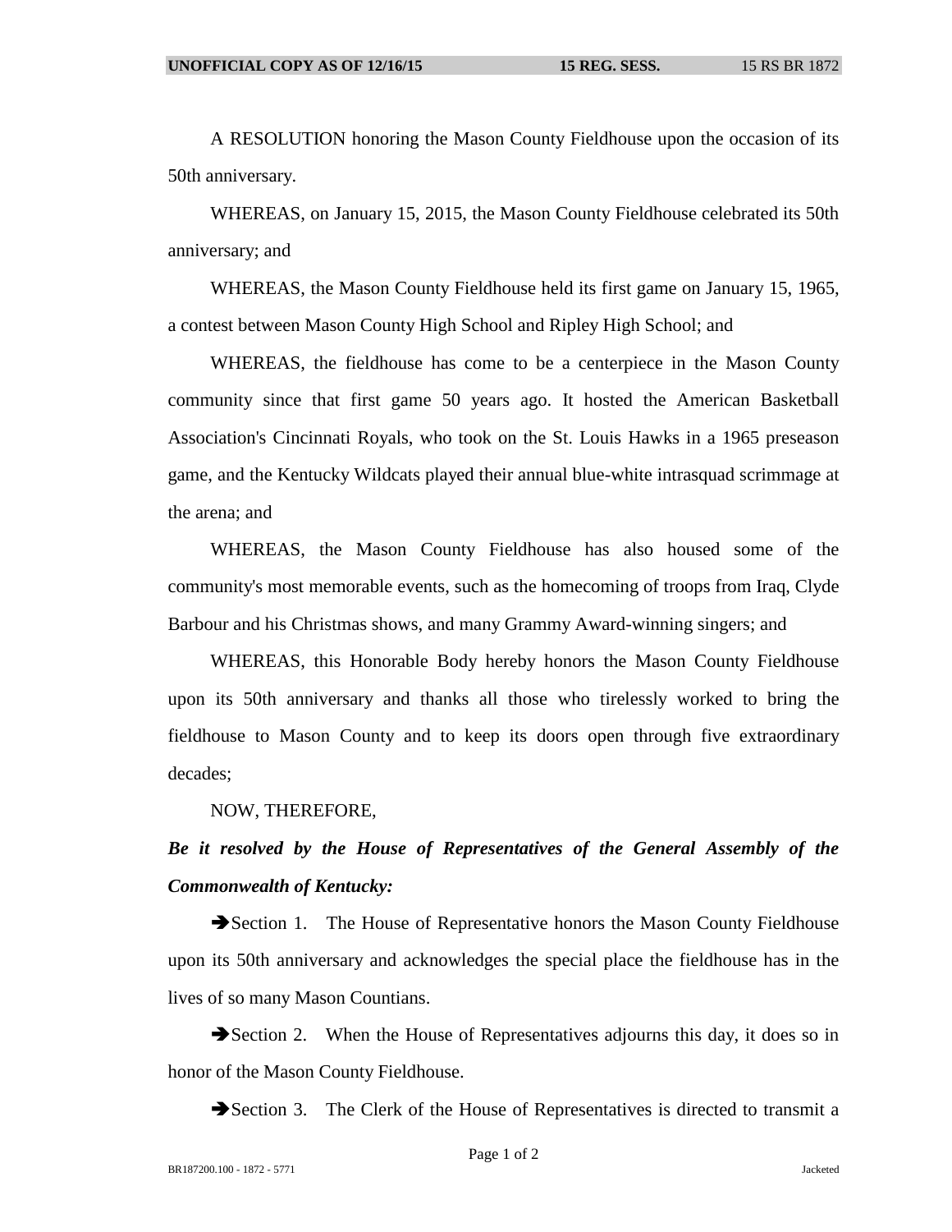A RESOLUTION honoring the Mason County Fieldhouse upon the occasion of its 50th anniversary.

WHEREAS, on January 15, 2015, the Mason County Fieldhouse celebrated its 50th anniversary; and

WHEREAS, the Mason County Fieldhouse held its first game on January 15, 1965, a contest between Mason County High School and Ripley High School; and

WHEREAS, the fieldhouse has come to be a centerpiece in the Mason County community since that first game 50 years ago. It hosted the American Basketball Association's Cincinnati Royals, who took on the St. Louis Hawks in a 1965 preseason game, and the Kentucky Wildcats played their annual blue-white intrasquad scrimmage at the arena; and

WHEREAS, the Mason County Fieldhouse has also housed some of the community's most memorable events, such as the homecoming of troops from Iraq, Clyde Barbour and his Christmas shows, and many Grammy Award-winning singers; and

WHEREAS, this Honorable Body hereby honors the Mason County Fieldhouse upon its 50th anniversary and thanks all those who tirelessly worked to bring the fieldhouse to Mason County and to keep its doors open through five extraordinary decades;

NOW, THEREFORE,

***Be it resolved by the House of Representatives of the General Assembly of the Commonwealth of Kentucky:***

➔Section 1. The House of Representative honors the Mason County Fieldhouse upon its 50th anniversary and acknowledges the special place the fieldhouse has in the lives of so many Mason Countians.

➔Section 2. When the House of Representatives adjourns this day, it does so in honor of the Mason County Fieldhouse.

➔Section 3. The Clerk of the House of Representatives is directed to transmit a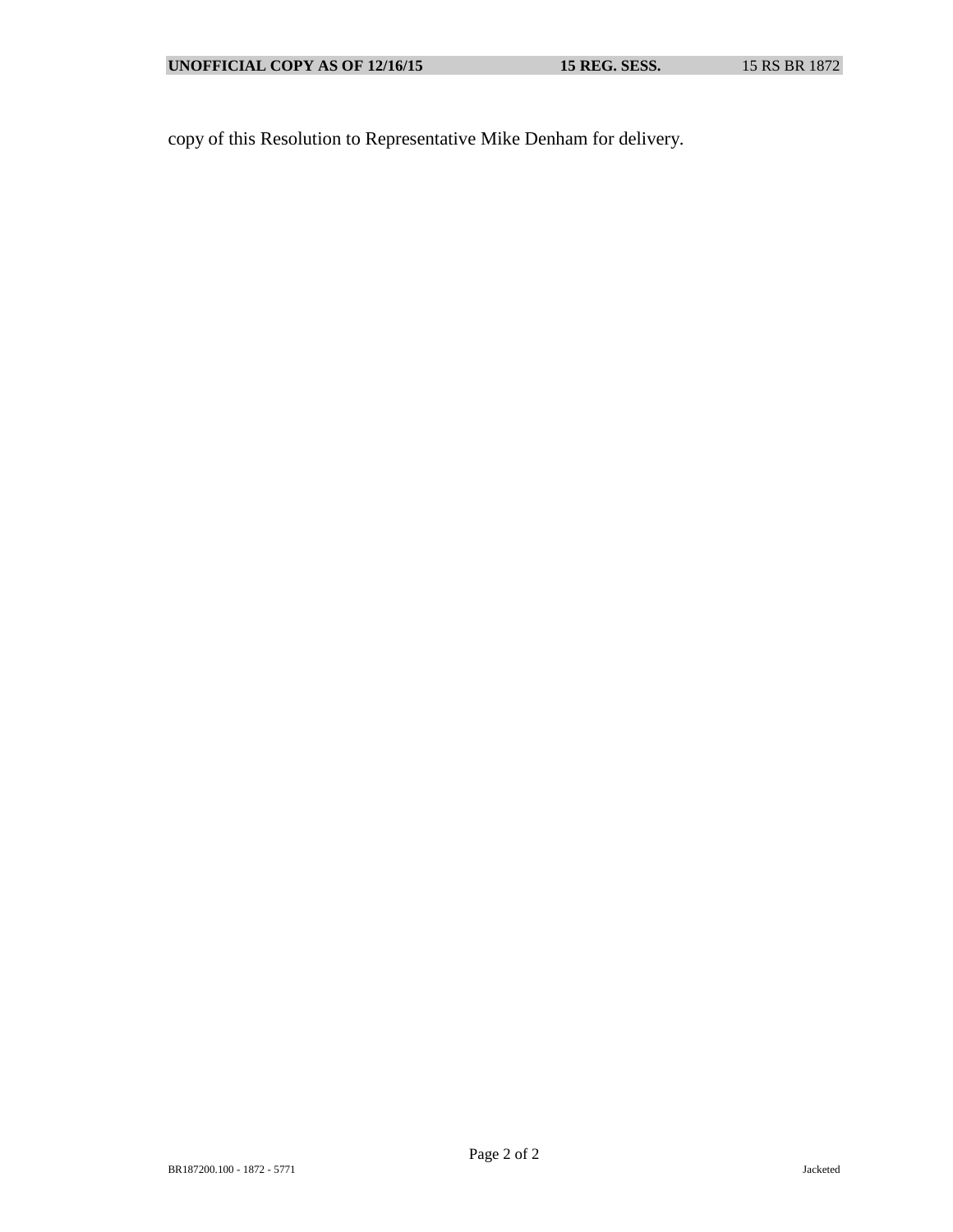copy of this Resolution to Representative Mike Denham for delivery.